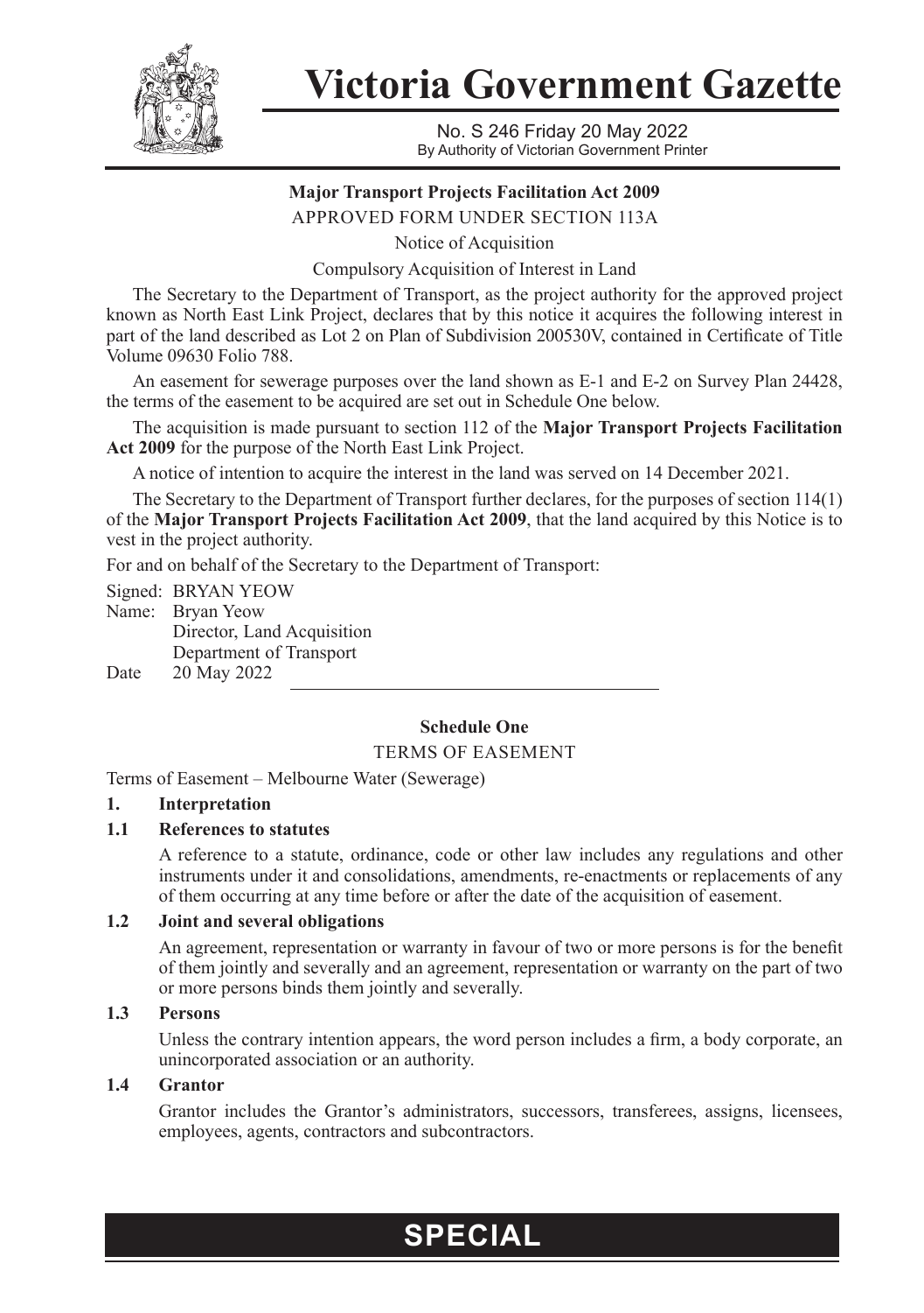# Victoria Government Gazette

No. S 246 Friday 20 May 2022
By Authority of Victorian Government Printer

**Major Transport Projects Facilitation Act 2009**

APPROVED FORM UNDER SECTION 113A

Notice of Acquisition

Compulsory Acquisition of Interest in Land

The Secretary to the Department of Transport, as the project authority for the approved project known as North East Link Project, declares that by this notice it acquires the following interest in part of the land described as Lot 2 on Plan of Subdivision 200530V, contained in Certificate of Title Volume 09630 Folio 788.

An easement for sewerage purposes over the land shown as E-1 and E-2 on Survey Plan 24428, the terms of the easement to be acquired are set out in Schedule One below.

The acquisition is made pursuant to section 112 of the **Major Transport Projects Facilitation Act 2009** for the purpose of the North East Link Project.

A notice of intention to acquire the interest in the land was served on 14 December 2021.

The Secretary to the Department of Transport further declares, for the purposes of section 114(1) of the **Major Transport Projects Facilitation Act 2009**, that the land acquired by this Notice is to vest in the project authority.

For and on behalf of the Secretary to the Department of Transport:

Signed: BRYAN YEOW
Name: Bryan Yeow
Director, Land Acquisition
Department of Transport
Date 20 May 2022

**Schedule One**

TERMS OF EASEMENT

Terms of Easement – Melbourne Water (Sewerage)

**1. Interpretation**

**1.1 References to statutes**

A reference to a statute, ordinance, code or other law includes any regulations and other instruments under it and consolidations, amendments, re-enactments or replacements of any of them occurring at any time before or after the date of the acquisition of easement.

**1.2 Joint and several obligations**

An agreement, representation or warranty in favour of two or more persons is for the benefit of them jointly and severally and an agreement, representation or warranty on the part of two or more persons binds them jointly and severally.

**1.3 Persons**

Unless the contrary intention appears, the word person includes a firm, a body corporate, an unincorporated association or an authority.

**1.4 Grantor**

Grantor includes the Grantor's administrators, successors, transferees, assigns, licensees, employees, agents, contractors and subcontractors.

**SPECIAL**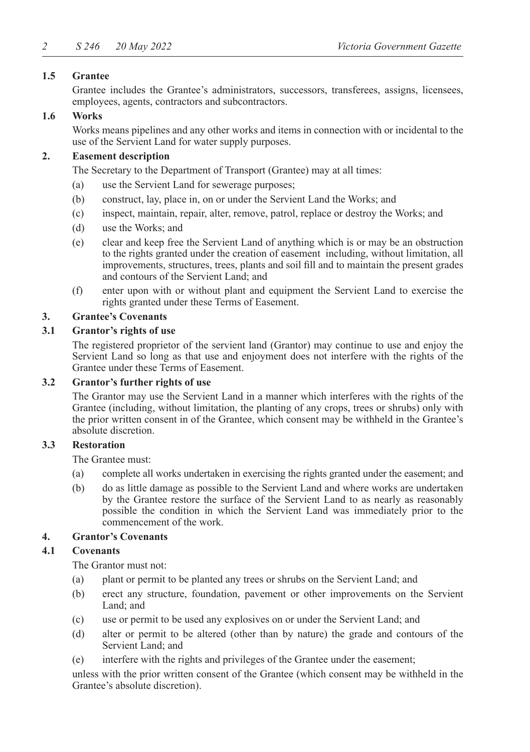**1.5 Grantee**

Grantee includes the Grantee's administrators, successors, transferees, assigns, licensees, employees, agents, contractors and subcontractors.

**1.6 Works**

Works means pipelines and any other works and items in connection with or incidental to the use of the Servient Land for water supply purposes.

**2. Easement description**

The Secretary to the Department of Transport (Grantee) may at all times:

(a) use the Servient Land for sewerage purposes;

(b) construct, lay, place in, on or under the Servient Land the Works; and

(c) inspect, maintain, repair, alter, remove, patrol, replace or destroy the Works; and

(d) use the Works; and

(e) clear and keep free the Servient Land of anything which is or may be an obstruction to the rights granted under the creation of easement including, without limitation, all improvements, structures, trees, plants and soil fill and to maintain the present grades and contours of the Servient Land; and

(f) enter upon with or without plant and equipment the Servient Land to exercise the rights granted under these Terms of Easement.

**3. Grantee's Covenants**

**3.1 Grantor's rights of use**

The registered proprietor of the servient land (Grantor) may continue to use and enjoy the Servient Land so long as that use and enjoyment does not interfere with the rights of the Grantee under these Terms of Easement.

**3.2 Grantor's further rights of use**

The Grantor may use the Servient Land in a manner which interferes with the rights of the Grantee (including, without limitation, the planting of any crops, trees or shrubs) only with the prior written consent in of the Grantee, which consent may be withheld in the Grantee's absolute discretion.

**3.3 Restoration**

The Grantee must:

(a) complete all works undertaken in exercising the rights granted under the easement; and

(b) do as little damage as possible to the Servient Land and where works are undertaken by the Grantee restore the surface of the Servient Land to as nearly as reasonably possible the condition in which the Servient Land was immediately prior to the commencement of the work.

**4. Grantor's Covenants**

**4.1 Covenants**

The Grantor must not:

(a) plant or permit to be planted any trees or shrubs on the Servient Land; and

(b) erect any structure, foundation, pavement or other improvements on the Servient Land; and

(c) use or permit to be used any explosives on or under the Servient Land; and

(d) alter or permit to be altered (other than by nature) the grade and contours of the Servient Land; and

(e) interfere with the rights and privileges of the Grantee under the easement;

unless with the prior written consent of the Grantee (which consent may be withheld in the Grantee's absolute discretion).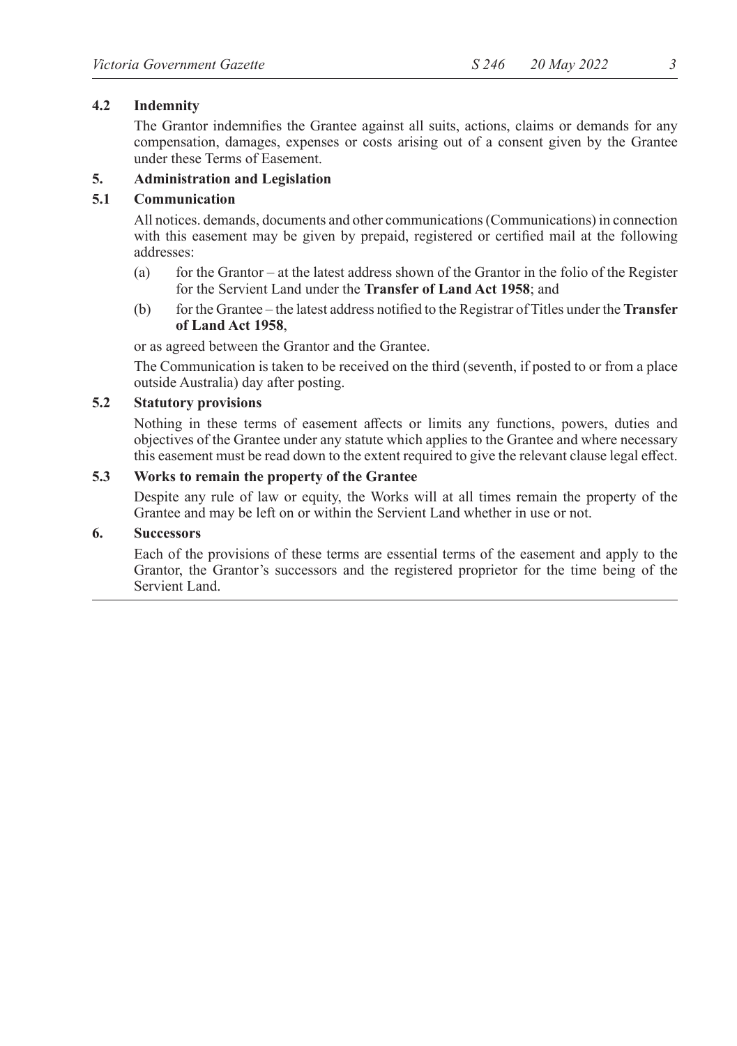### 4.2 Indemnity

The Grantor indemnifies the Grantee against all suits, actions, claims or demands for any compensation, damages, expenses or costs arising out of a consent given by the Grantee under these Terms of Easement.

## 5. Administration and Legislation

### 5.1 Communication

All notices. demands, documents and other communications (Communications) in connection with this easement may be given by prepaid, registered or certified mail at the following addresses:

(a) for the Grantor – at the latest address shown of the Grantor in the folio of the Register for the Servient Land under the **Transfer of Land Act 1958**; and

(b) for the Grantee – the latest address notified to the Registrar of Titles under the **Transfer of Land Act 1958**,

or as agreed between the Grantor and the Grantee.

The Communication is taken to be received on the third (seventh, if posted to or from a place outside Australia) day after posting.

### 5.2 Statutory provisions

Nothing in these terms of easement affects or limits any functions, powers, duties and objectives of the Grantee under any statute which applies to the Grantee and where necessary this easement must be read down to the extent required to give the relevant clause legal effect.

### 5.3 Works to remain the property of the Grantee

Despite any rule of law or equity, the Works will at all times remain the property of the Grantee and may be left on or within the Servient Land whether in use or not.

## 6. Successors

Each of the provisions of these terms are essential terms of the easement and apply to the Grantor, the Grantor's successors and the registered proprietor for the time being of the Servient Land.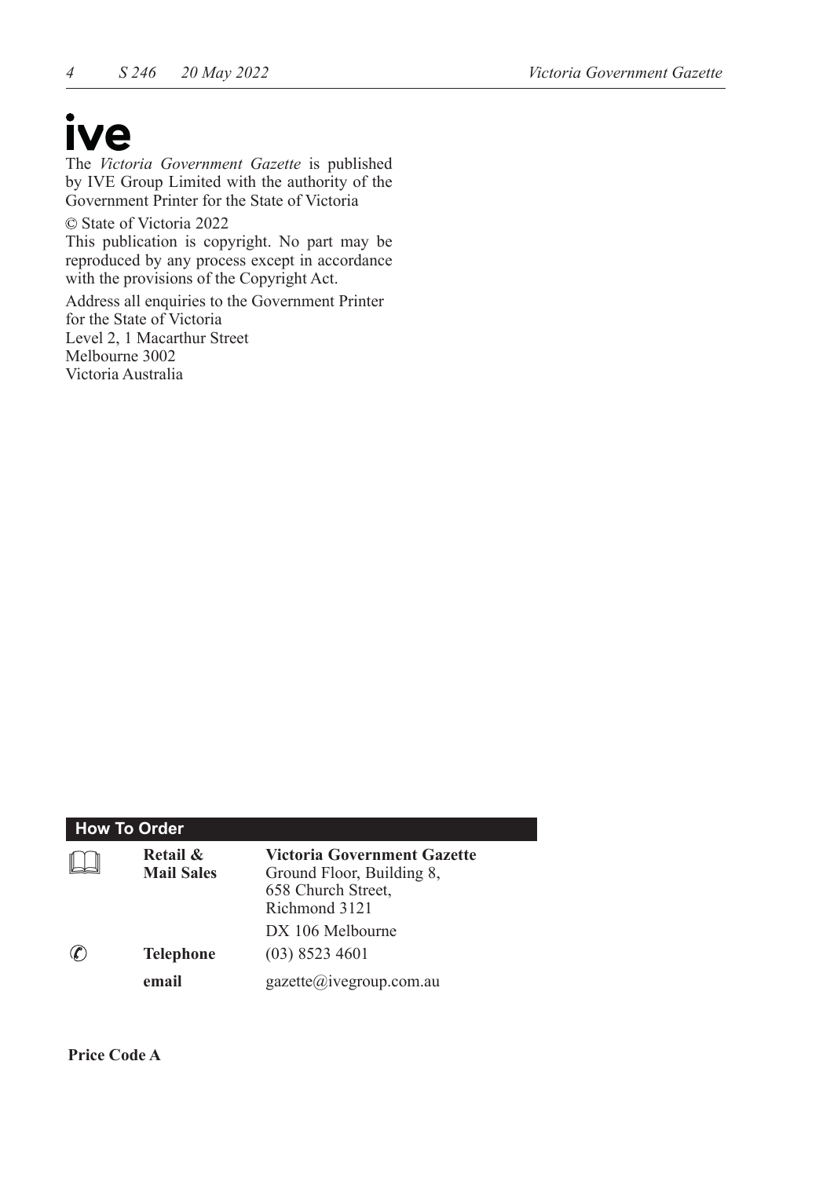ive

The *Victoria Government Gazette* is published by IVE Group Limited with the authority of the Government Printer for the State of Victoria

© State of Victoria 2022

This publication is copyright. No part may be reproduced by any process except in accordance with the provisions of the Copyright Act.

Address all enquiries to the Government Printer for the State of Victoria
Level 2, 1 Macarthur Street
Melbourne 3002
Victoria Australia

## How To Order

| | | |
|---|---|---|
| | **Retail & Mail Sales** | **Victoria Government Gazette** Ground Floor, Building 8, 658 Church Street, Richmond 3121 |
| | | DX 106 Melbourne |
| | **Telephone** | (03) 8523 4601 |
| | **email** | gazette@ivegroup.com.au |

**Price Code A**